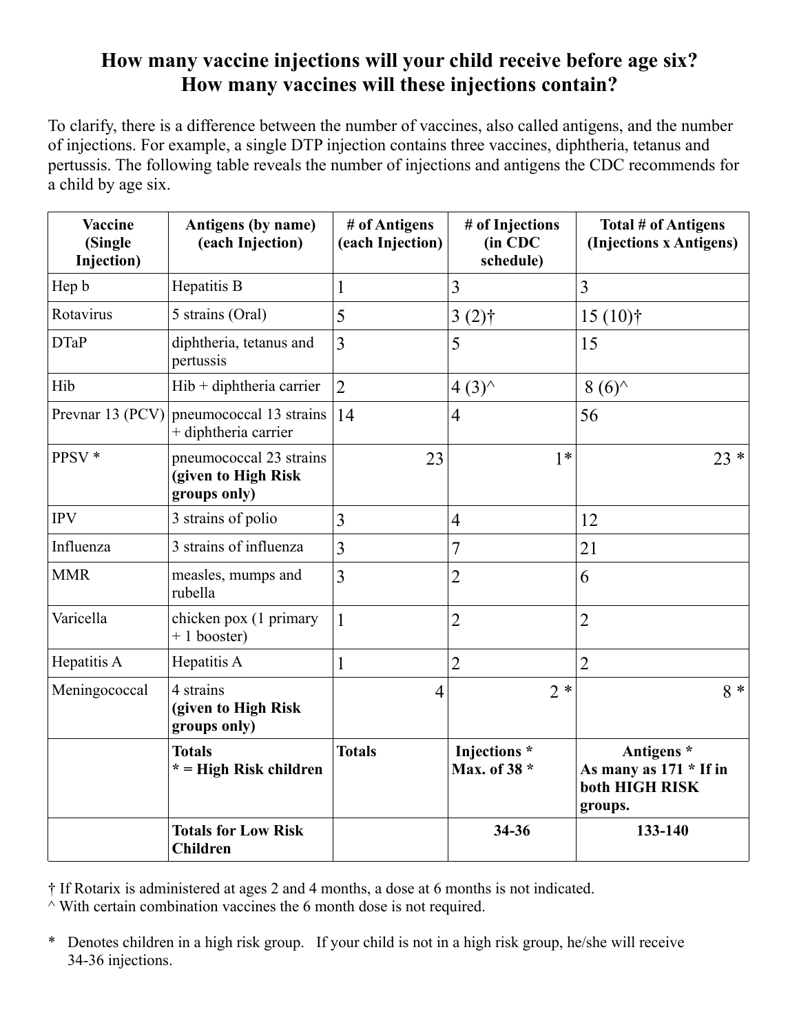# How many vaccine injections will your child receive before age six?
# How many vaccines will these injections contain?

To clarify, there is a difference between the number of vaccines, also called antigens, and the number of injections. For example, a single DTP injection contains three vaccines, diphtheria, tetanus and pertussis. The following table reveals the number of injections and antigens the CDC recommends for a child by age six.

| Vaccine (Single Injection) | Antigens (by name) (each Injection) | # of Antigens (each Injection) | # of Injections (in CDC schedule) | Total # of Antigens (Injections x Antigens) |
|---|---|---|---|---|
| Hep b | Hepatitis B | 1 | 3 | 3 |
| Rotavirus | 5 strains (Oral) | 5 | 3 (2)† | 15 (10)† |
| DTaP | diphtheria, tetanus and pertussis | 3 | 5 | 15 |
| Hib | Hib + diphtheria carrier | 2 | 4 (3)^ | 8 (6)^ |
| Prevnar 13 (PCV) | pneumococcal 13 strains + diphtheria carrier | 14 | 4 | 56 |
| PPSV * | pneumococcal 23 strains **(given to High Risk groups only)** | 23 | 1* | 23 * |
| IPV | 3 strains of polio | 3 | 4 | 12 |
| Influenza | 3 strains of influenza | 3 | 7 | 21 |
| MMR | measles, mumps and rubella | 3 | 2 | 6 |
| Varicella | chicken pox (1 primary + 1 booster) | 1 | 2 | 2 |
| Hepatitis A | Hepatitis A | 1 | 2 | 2 |
| Meningococcal | 4 strains **(given to High Risk groups only)** | 4 | 2 * | 8 * |
| | **Totals * = High Risk children** | **Totals** | **Injections * Max. of 38 *** | **Antigens * As many as 171 * If in both HIGH RISK groups.** |
| | **Totals for Low Risk Children** | | **34-36** | **133-140** |

† If Rotarix is administered at ages 2 and 4 months, a dose at 6 months is not indicated.
^ With certain combination vaccines the 6 month dose is not required.

\* Denotes children in a high risk group. If your child is not in a high risk group, he/she will receive 34-36 injections.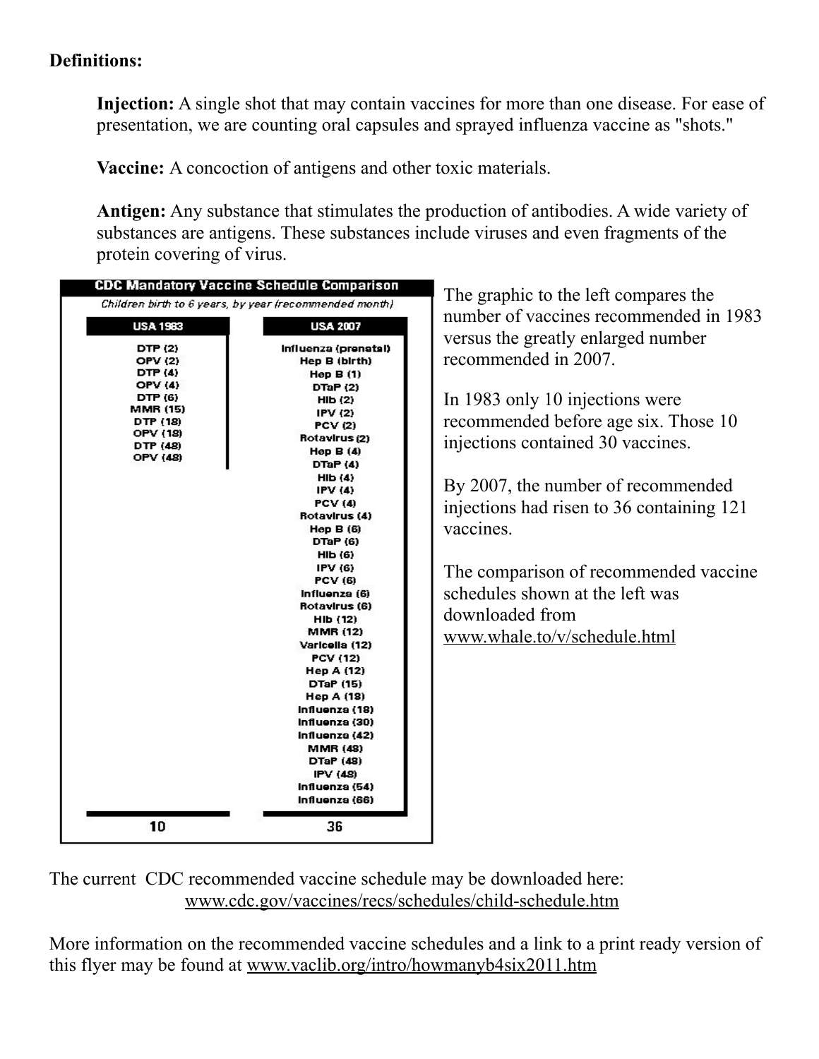**Definitions:**

**Injection:** A single shot that may contain vaccines for more than one disease. For ease of presentation, we are counting oral capsules and sprayed influenza vaccine as "shots."

**Vaccine:** A concoction of antigens and other toxic materials.

**Antigen:** Any substance that stimulates the production of antibodies. A wide variety of substances are antigens. These substances include viruses and even fragments of the protein covering of virus.

**CDC Mandatory Vaccine Schedule Comparison**

*Children birth to 6 years, by year (recommended month)*

| USA 1983 | USA 2007 |
|---|---|
| DTP (2) | Influenza (prenatal) |
| OPV (2) | Hep B (birth) |
| DTP (4) | Hep B (1) |
| OPV (4) | DTaP (2) |
| DTP (6) | Hib (2) |
| MMR (15) | IPV (2) |
| DTP (18) | PCV (2) |
| OPV (18) | Rotavirus (2) |
| DTP (48) | Hep B (4) |
| OPV (48) | DTaP (4) |
| | Hib (4) |
| | IPV (4) |
| | PCV (4) |
| | Rotavirus (4) |
| | Hep B (6) |
| | DTaP (6) |
| | Hib (6) |
| | IPV (6) |
| | PCV (6) |
| | Influenza (6) |
| | Rotavirus (6) |
| | Hib (12) |
| | MMR (12) |
| | Varicella (12) |
| | PCV (12) |
| | Hep A (12) |
| | DTaP (15) |
| | Hep A (18) |
| | Influenza (18) |
| | Influenza (30) |
| | Influenza (42) |
| | MMR (48) |
| | DTaP (48) |
| | IPV (48) |
| | Influenza (54) |
| | Influenza (66) |
| 10 | 36 |

The graphic to the left compares the number of vaccines recommended in 1983 versus the greatly enlarged number recommended in 2007.

In 1983 only 10 injections were recommended before age six. Those 10 injections contained 30 vaccines.

By 2007, the number of recommended injections had risen to 36 containing 121 vaccines.

The comparison of recommended vaccine schedules shown at the left was downloaded from www.whale.to/v/schedule.html

The current CDC recommended vaccine schedule may be downloaded here: www.cdc.gov/vaccines/recs/schedules/child-schedule.htm

More information on the recommended vaccine schedules and a link to a print ready version of this flyer may be found at www.vaclib.org/intro/howmanyb4six2011.htm